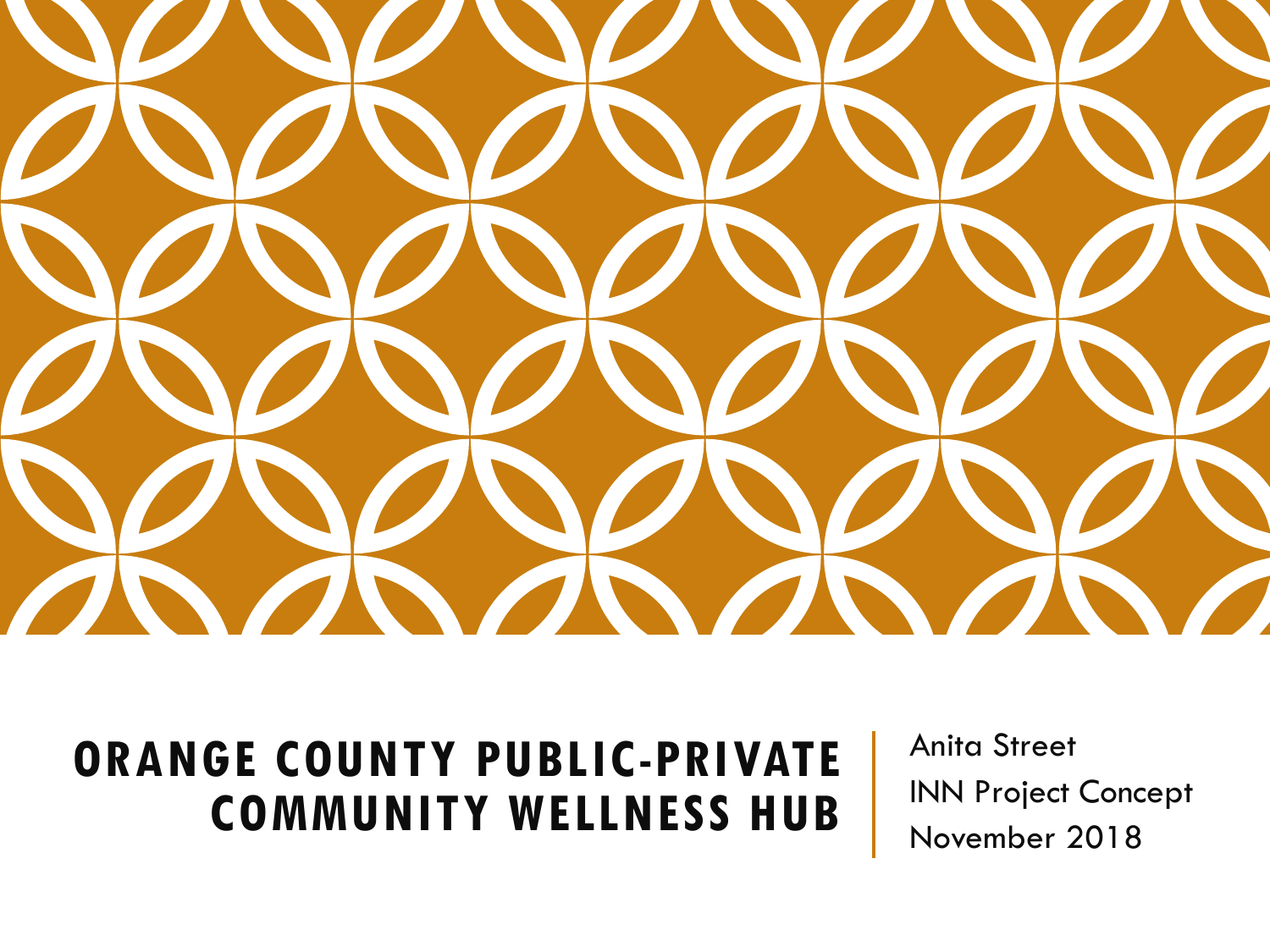# ORANGE COUNTY PUBLIC-PRIVATE COMMUNITY WELLNESS HUB

Anita Street
INN Project Concept
November 2018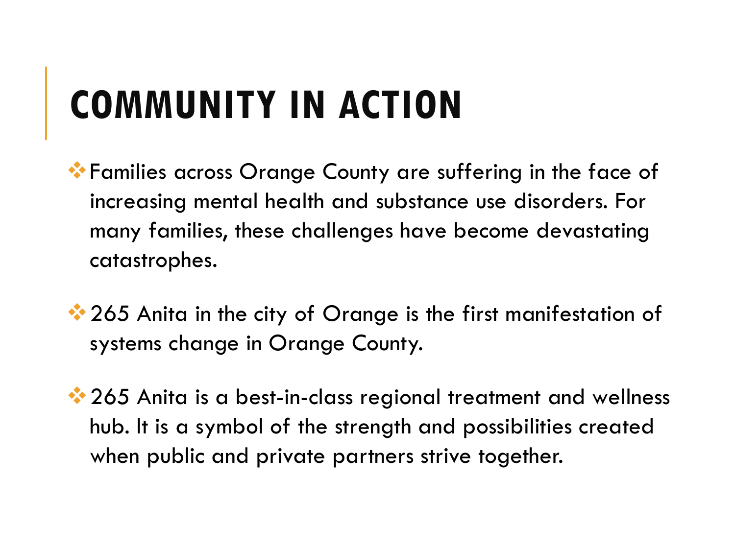# COMMUNITY IN ACTION

- Families across Orange County are suffering in the face of increasing mental health and substance use disorders. For many families, these challenges have become devastating catastrophes.

- 265 Anita in the city of Orange is the first manifestation of systems change in Orange County.

- 265 Anita is a best-in-class regional treatment and wellness hub. It is a symbol of the strength and possibilities created when public and private partners strive together.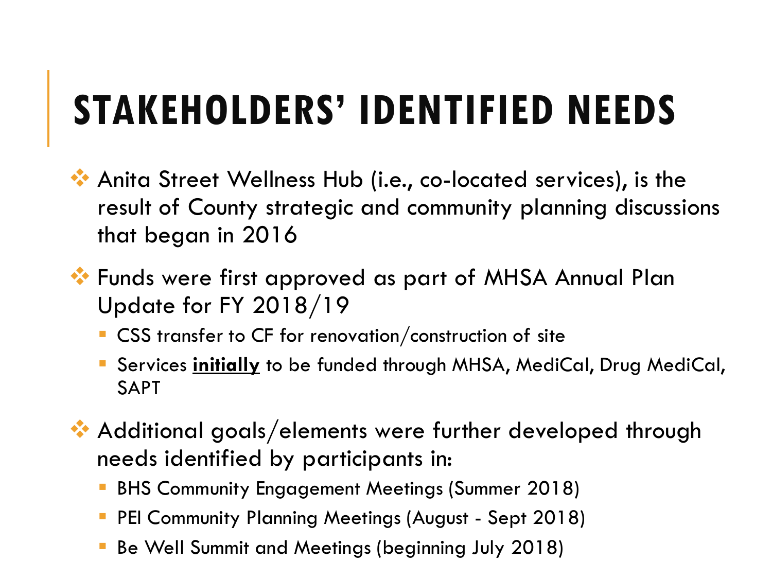# STAKEHOLDERS' IDENTIFIED NEEDS

- Anita Street Wellness Hub (i.e., co-located services), is the result of County strategic and community planning discussions that began in 2016
- Funds were first approved as part of MHSA Annual Plan Update for FY 2018/19
  - CSS transfer to CF for renovation/construction of site
  - Services **initially** to be funded through MHSA, MediCal, Drug MediCal, SAPT
- Additional goals/elements were further developed through needs identified by participants in:
  - BHS Community Engagement Meetings (Summer 2018)
  - PEI Community Planning Meetings (August - Sept 2018)
  - Be Well Summit and Meetings (beginning July 2018)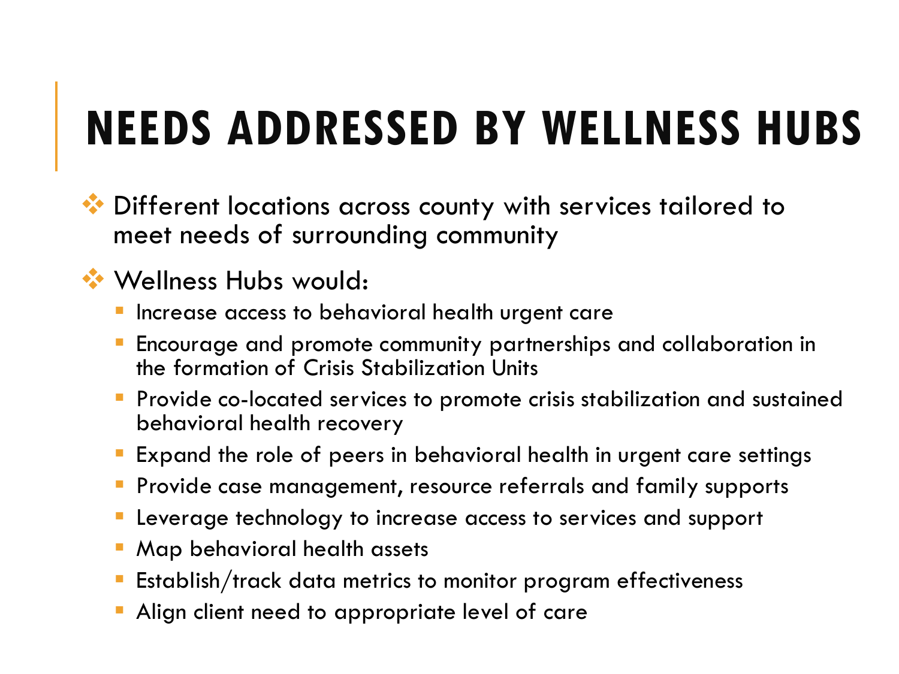# NEEDS ADDRESSED BY WELLNESS HUBS

- Different locations across county with services tailored to meet needs of surrounding community
- Wellness Hubs would:
  - Increase access to behavioral health urgent care
  - Encourage and promote community partnerships and collaboration in the formation of Crisis Stabilization Units
  - Provide co-located services to promote crisis stabilization and sustained behavioral health recovery
  - Expand the role of peers in behavioral health in urgent care settings
  - Provide case management, resource referrals and family supports
  - Leverage technology to increase access to services and support
  - Map behavioral health assets
  - Establish/track data metrics to monitor program effectiveness
  - Align client need to appropriate level of care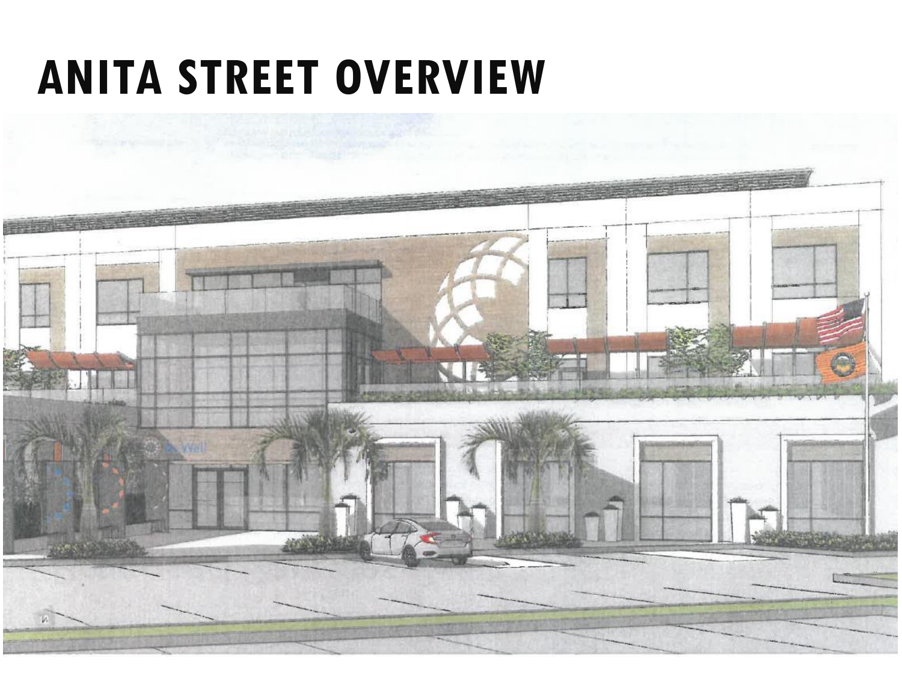# ANITA STREET OVERVIEW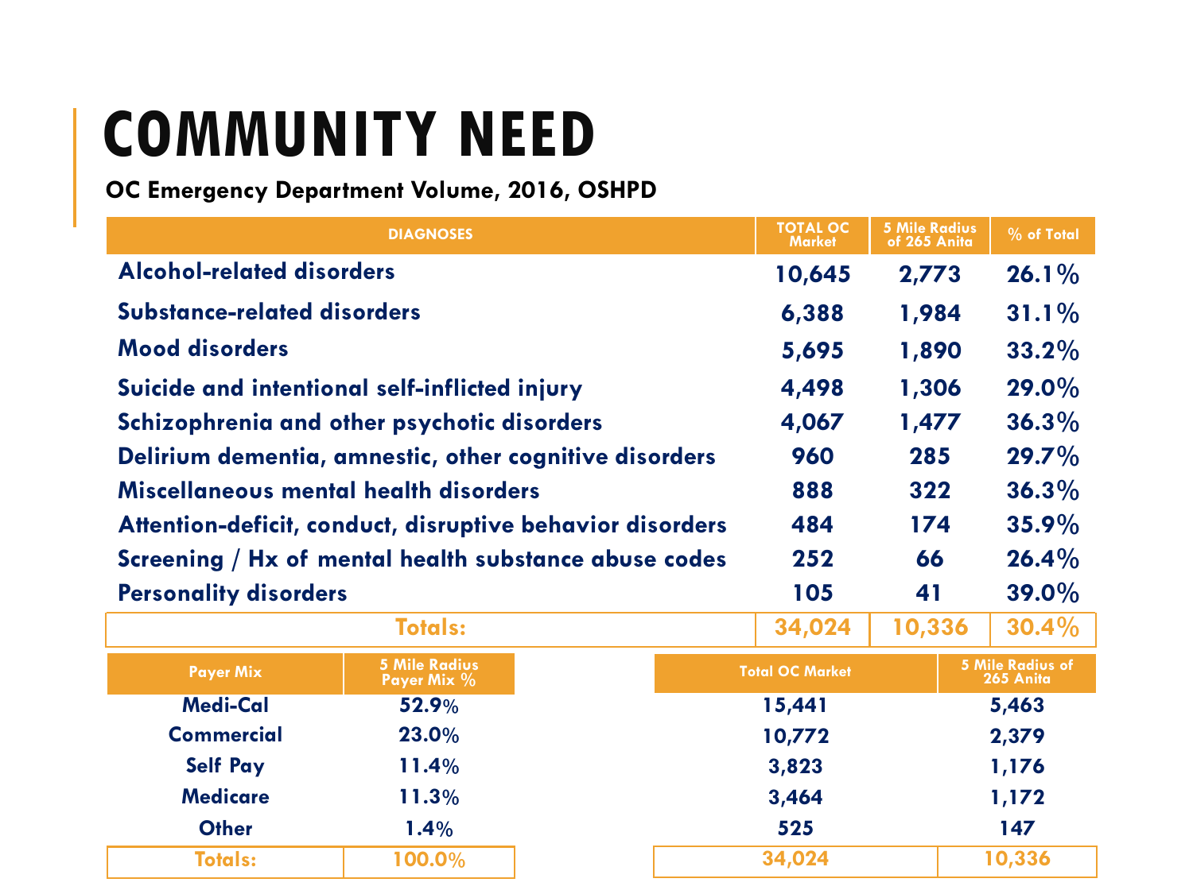# COMMUNITY NEED

**OC Emergency Department Volume, 2016, OSHPD**

| DIAGNOSES | TOTAL OC Market | 5 Mile Radius of 265 Anita | % of Total |
|---|---|---|---|
| Alcohol-related disorders | 10,645 | 2,773 | 26.1% |
| Substance-related disorders | 6,388 | 1,984 | 31.1% |
| Mood disorders | 5,695 | 1,890 | 33.2% |
| Suicide and intentional self-inflicted injury | 4,498 | 1,306 | 29.0% |
| Schizophrenia and other psychotic disorders | 4,067 | 1,477 | 36.3% |
| Delirium dementia, amnestic, other cognitive disorders | 960 | 285 | 29.7% |
| Miscellaneous mental health disorders | 888 | 322 | 36.3% |
| Attention-deficit, conduct, disruptive behavior disorders | 484 | 174 | 35.9% |
| Screening / Hx of mental health substance abuse codes | 252 | 66 | 26.4% |
| Personality disorders | 105 | 41 | 39.0% |
| **Totals:** | **34,024** | **10,336** | **30.4%** |

| Payer Mix | 5 Mile Radius Payer Mix % | Total OC Market | 5 Mile Radius of 265 Anita |
|---|---|---|---|
| Medi-Cal | 52.9% | 15,441 | 5,463 |
| Commercial | 23.0% | 10,772 | 2,379 |
| Self Pay | 11.4% | 3,823 | 1,176 |
| Medicare | 11.3% | 3,464 | 1,172 |
| Other | 1.4% | 525 | 147 |
| **Totals:** | **100.0%** | **34,024** | **10,336** |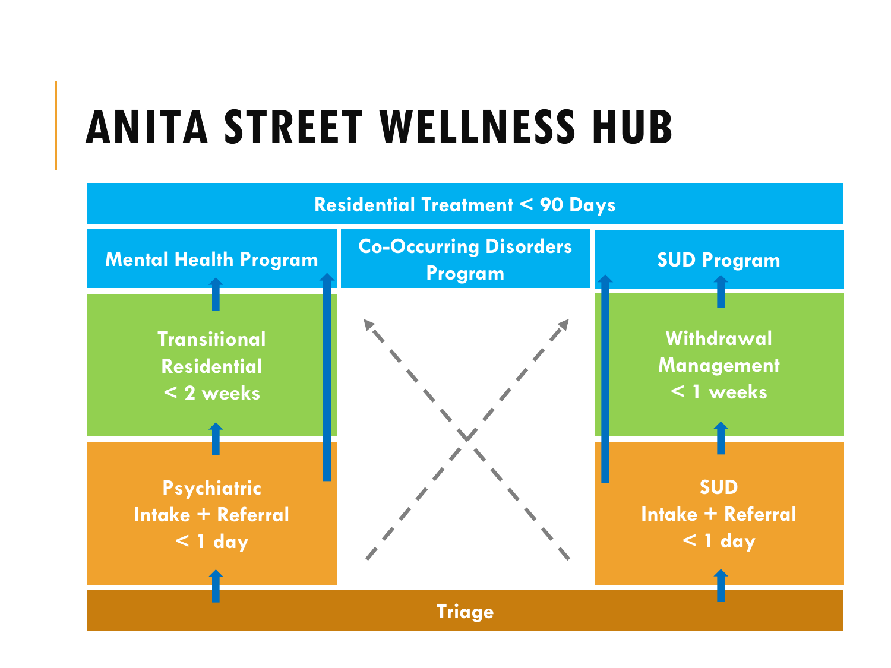# ANITA STREET WELLNESS HUB

Residential Treatment < 90 Days

Mental Health Program

Co-Occurring Disorders Program

SUD Program

Transitional Residential < 2 weeks

Withdrawal Management < 1 weeks

Psychiatric Intake + Referral < 1 day

SUD Intake + Referral < 1 day

Triage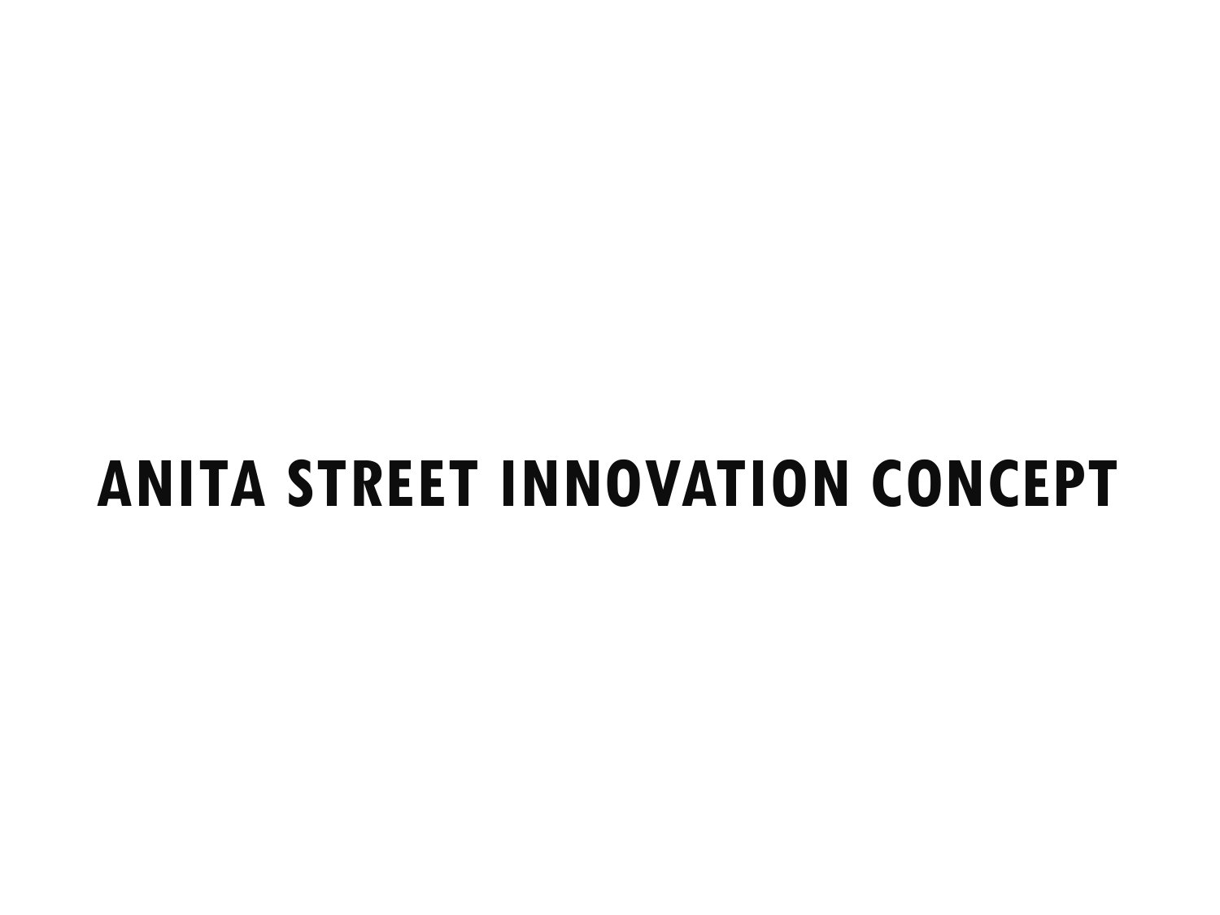# ANITA STREET INNOVATION CONCEPT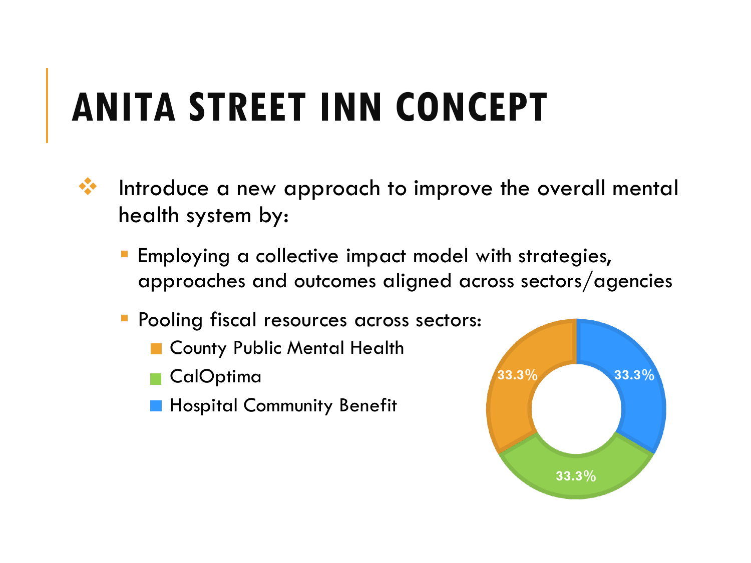# ANITA STREET INN CONCEPT

- Introduce a new approach to improve the overall mental health system by:
  - Employing a collective impact model with strategies, approaches and outcomes aligned across sectors/agencies
  - Pooling fiscal resources across sectors:
    - County Public Mental Health
    - CalOptima
    - Hospital Community Benefit

33.3%

33.3%

33.3%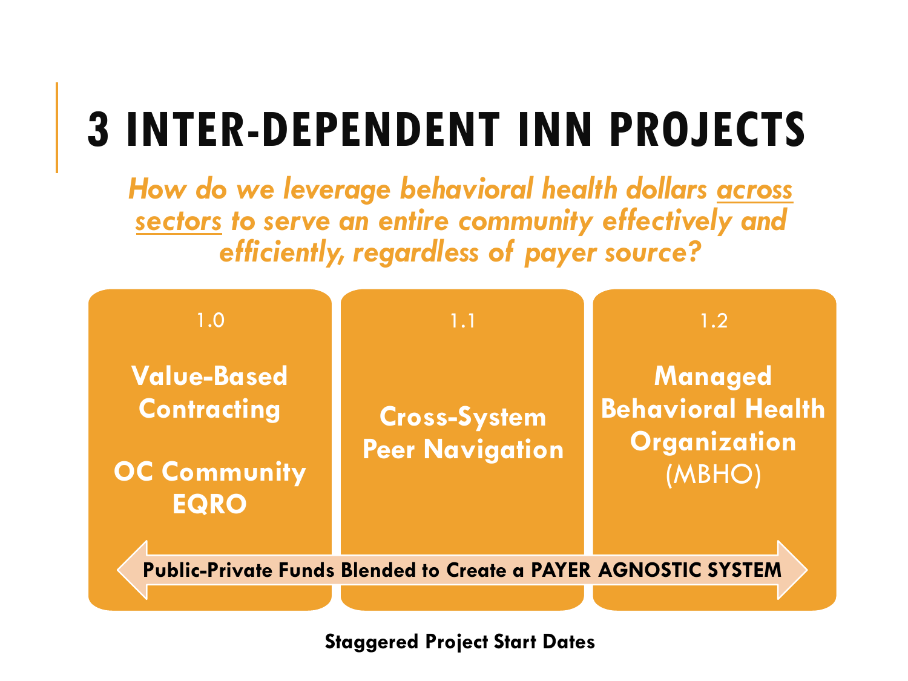# 3 INTER-DEPENDENT INN PROJECTS

***How do we leverage behavioral health dollars <u>across sectors</u> to serve an entire community effectively and efficiently, regardless of payer source?***

| 1.0 | 1.1 | 1.2 |
|---|---|---|
| **Value-Based Contracting**<br><br>**OC Community EQRO** | **Cross-System Peer Navigation** | **Managed Behavioral Health Organization** (MBHO) |

**Public-Private Funds Blended to Create a PAYER AGNOSTIC SYSTEM**

**Staggered Project Start Dates**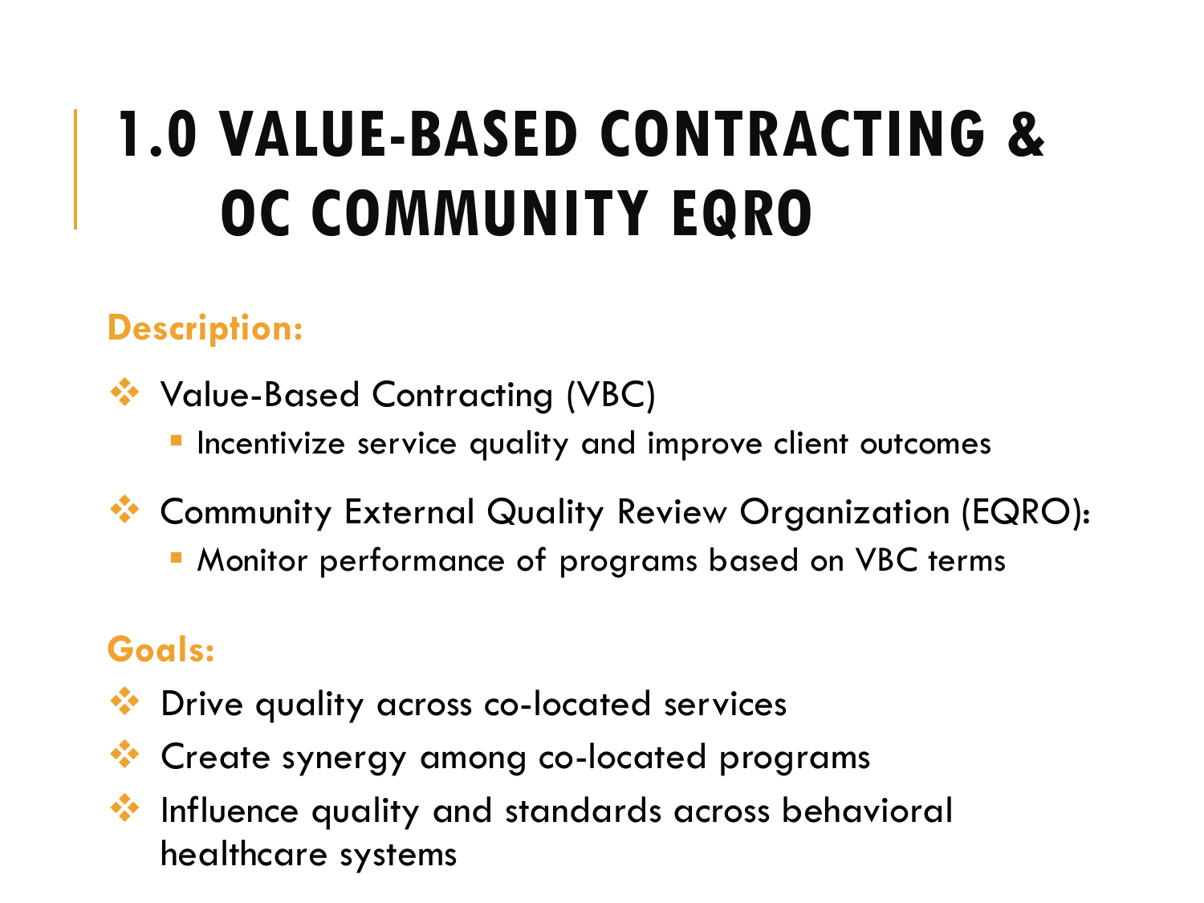# 1.0 VALUE-BASED CONTRACTING & OC COMMUNITY EQRO

**Description:**

- Value-Based Contracting (VBC)
  - Incentivize service quality and improve client outcomes
- Community External Quality Review Organization (EQRO):
  - Monitor performance of programs based on VBC terms

**Goals:**

- Drive quality across co-located services
- Create synergy among co-located programs
- Influence quality and standards across behavioral healthcare systems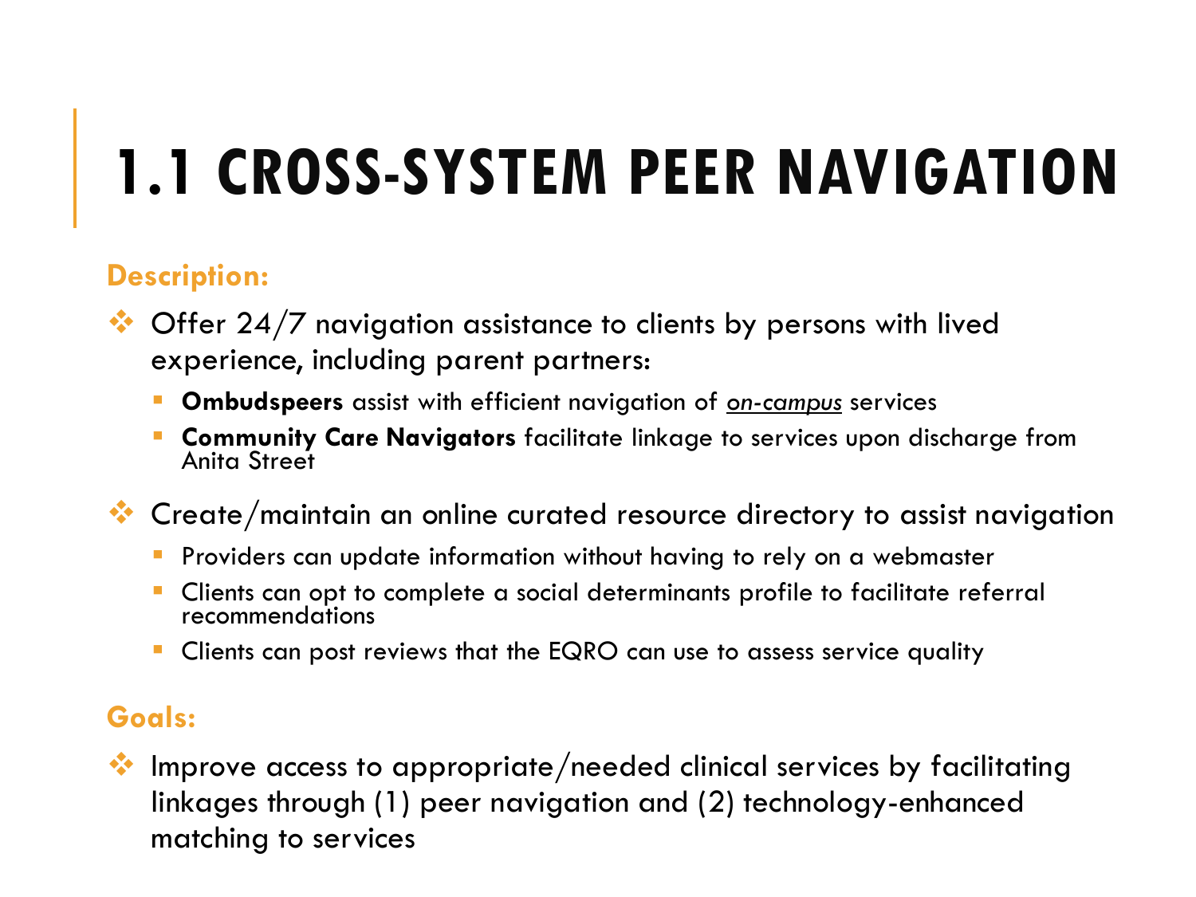# 1.1 CROSS-SYSTEM PEER NAVIGATION

**Description:**

- Offer 24/7 navigation assistance to clients by persons with lived experience, including parent partners:
  - **Ombudspeers** assist with efficient navigation of *on-campus* services
  - **Community Care Navigators** facilitate linkage to services upon discharge from Anita Street
- Create/maintain an online curated resource directory to assist navigation
  - Providers can update information without having to rely on a webmaster
  - Clients can opt to complete a social determinants profile to facilitate referral recommendations
  - Clients can post reviews that the EQRO can use to assess service quality

**Goals:**

- Improve access to appropriate/needed clinical services by facilitating linkages through (1) peer navigation and (2) technology-enhanced matching to services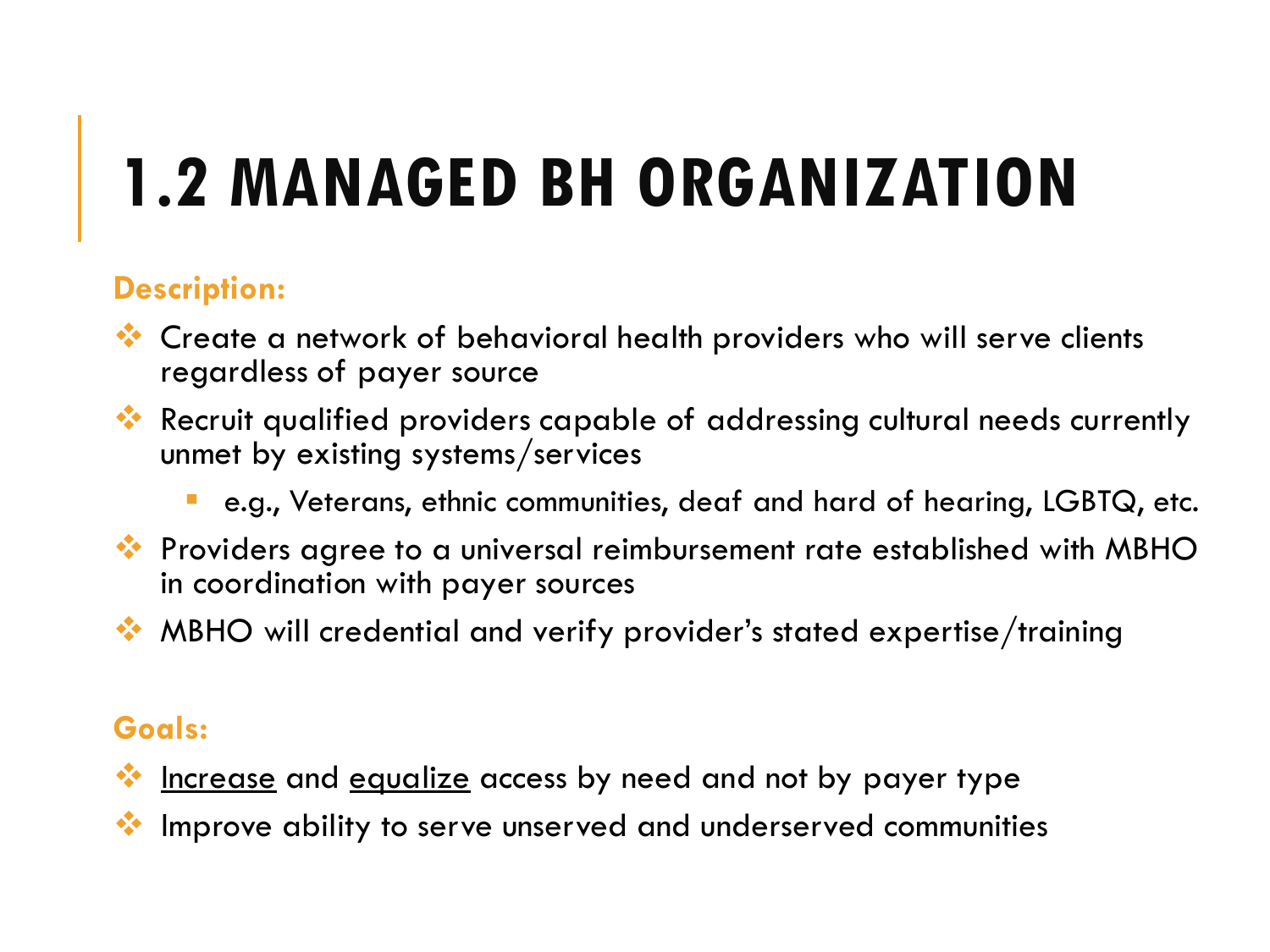# 1.2 MANAGED BH ORGANIZATION

**Description:**

- Create a network of behavioral health providers who will serve clients regardless of payer source
- Recruit qualified providers capable of addressing cultural needs currently unmet by existing systems/services
  - e.g., Veterans, ethnic communities, deaf and hard of hearing, LGBTQ, etc.
- Providers agree to a universal reimbursement rate established with MBHO in coordination with payer sources
- MBHO will credential and verify provider's stated expertise/training

**Goals:**

- <u>Increase</u> and <u>equalize</u> access by need and not by payer type
- Improve ability to serve unserved and underserved communities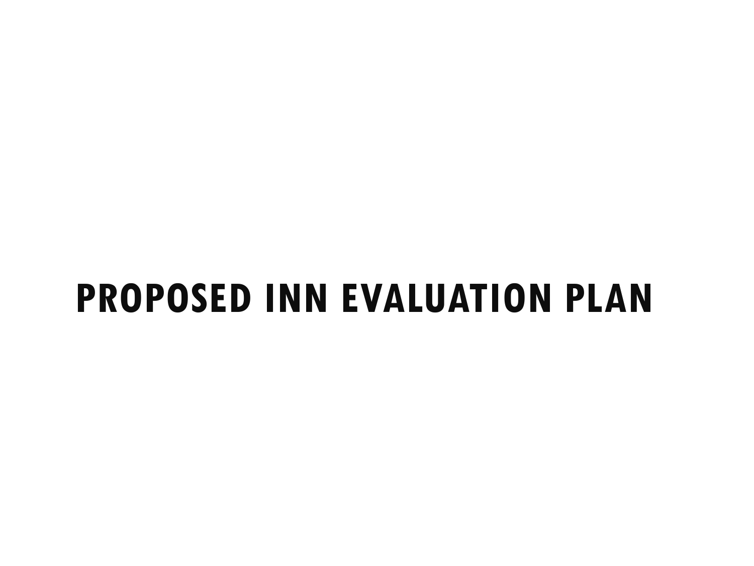# PROPOSED INN EVALUATION PLAN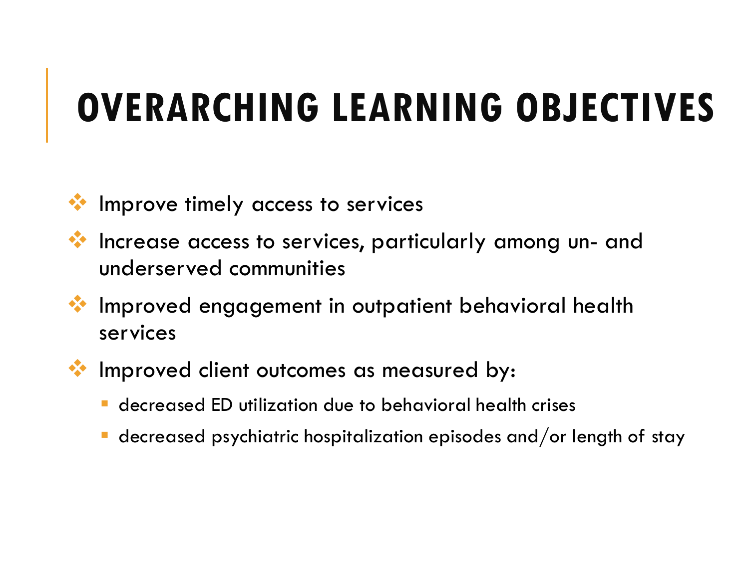# OVERARCHING LEARNING OBJECTIVES

- Improve timely access to services
- Increase access to services, particularly among un- and underserved communities
- Improved engagement in outpatient behavioral health services
- Improved client outcomes as measured by:
  - decreased ED utilization due to behavioral health crises
  - decreased psychiatric hospitalization episodes and/or length of stay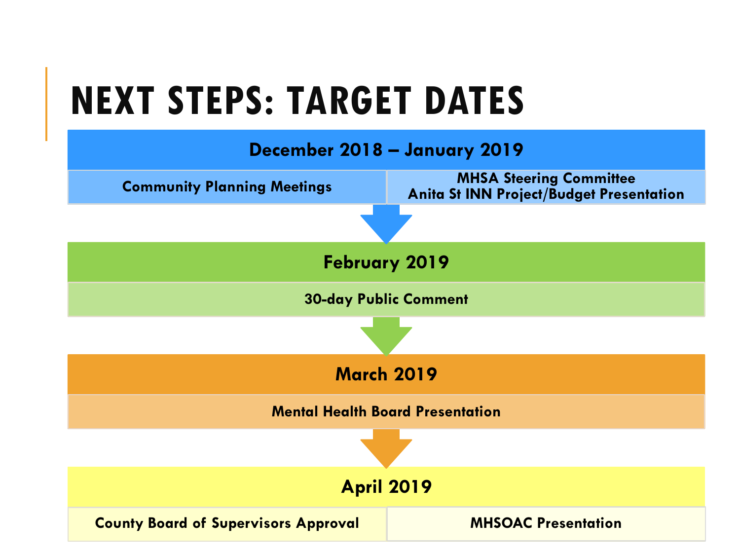# NEXT STEPS: TARGET DATES

## December 2018 – January 2019

- Community Planning Meetings
- MHSA Steering Committee
  Anita St INN Project/Budget Presentation

## February 2019

- 30-day Public Comment

## March 2019

- Mental Health Board Presentation

## April 2019

- County Board of Supervisors Approval
- MHSOAC Presentation